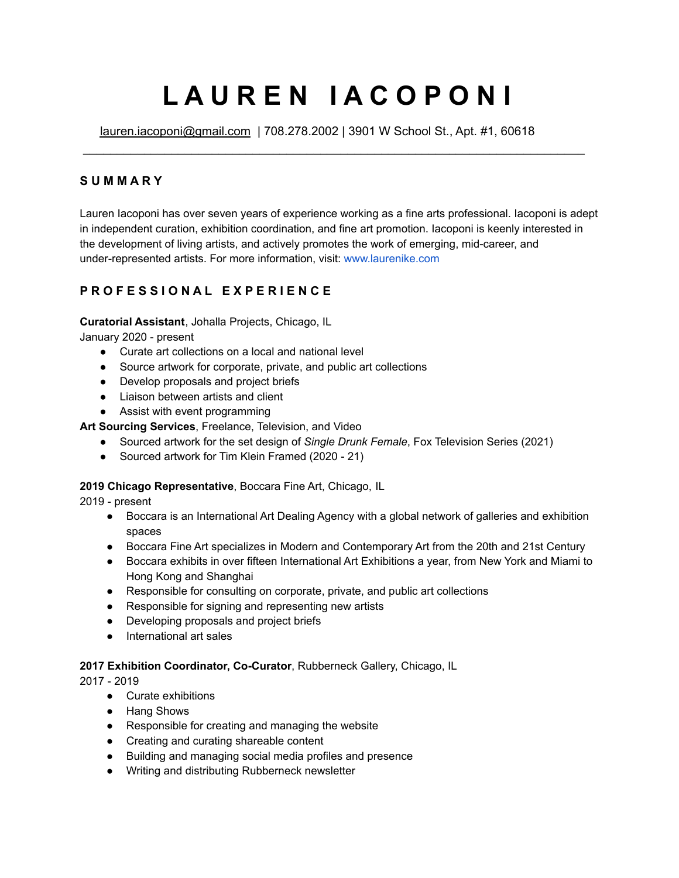# LAUREN IACOPONI

lauren.iacoponi@gmail.com | 708.278.2002 | 3901 W School St., Apt. #1, 60618

---

## SUMMARY

Lauren Iacoponi has over seven years of experience working as a fine arts professional. Iacoponi is adept in independent curation, exhibition coordination, and fine art promotion. Iacoponi is keenly interested in the development of living artists, and actively promotes the work of emerging, mid-career, and under-represented artists. For more information, visit: www.laurenike.com

## PROFESSIONAL EXPERIENCE

**Curatorial Assistant**, Johalla Projects, Chicago, IL
January 2020 - present

- Curate art collections on a local and national level
- Source artwork for corporate, private, and public art collections
- Develop proposals and project briefs
- Liaison between artists and client
- Assist with event programming

**Art Sourcing Services**, Freelance, Television, and Video

- Sourced artwork for the set design of *Single Drunk Female*, Fox Television Series (2021)
- Sourced artwork for Tim Klein Framed (2020 - 21)

**2019 Chicago Representative**, Boccara Fine Art, Chicago, IL
2019 - present

- Boccara is an International Art Dealing Agency with a global network of galleries and exhibition spaces
- Boccara Fine Art specializes in Modern and Contemporary Art from the 20th and 21st Century
- Boccara exhibits in over fifteen International Art Exhibitions a year, from New York and Miami to Hong Kong and Shanghai
- Responsible for consulting on corporate, private, and public art collections
- Responsible for signing and representing new artists
- Developing proposals and project briefs
- International art sales

**2017 Exhibition Coordinator, Co-Curator**, Rubberneck Gallery, Chicago, IL
2017 - 2019

- Curate exhibitions
- Hang Shows
- Responsible for creating and managing the website
- Creating and curating shareable content
- Building and managing social media profiles and presence
- Writing and distributing Rubberneck newsletter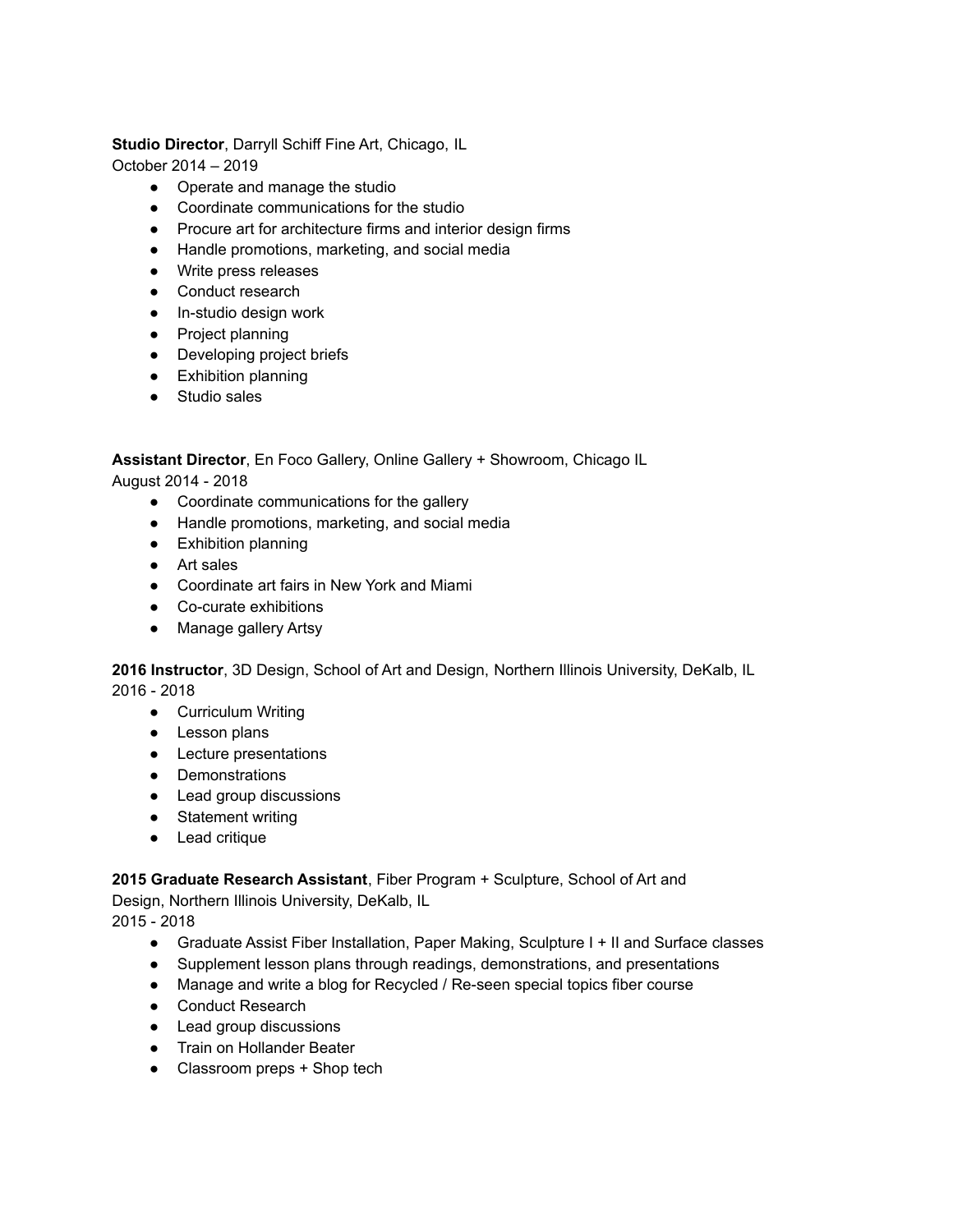**Studio Director**, Darryll Schiff Fine Art, Chicago, IL
October 2014 – 2019

- Operate and manage the studio
- Coordinate communications for the studio
- Procure art for architecture firms and interior design firms
- Handle promotions, marketing, and social media
- Write press releases
- Conduct research
- In-studio design work
- Project planning
- Developing project briefs
- Exhibition planning
- Studio sales

**Assistant Director**, En Foco Gallery, Online Gallery + Showroom, Chicago IL
August 2014 - 2018

- Coordinate communications for the gallery
- Handle promotions, marketing, and social media
- Exhibition planning
- Art sales
- Coordinate art fairs in New York and Miami
- Co-curate exhibitions
- Manage gallery Artsy

**2016 Instructor**, 3D Design, School of Art and Design, Northern Illinois University, DeKalb, IL
2016 - 2018

- Curriculum Writing
- Lesson plans
- Lecture presentations
- Demonstrations
- Lead group discussions
- Statement writing
- Lead critique

**2015 Graduate Research Assistant**, Fiber Program + Sculpture, School of Art and Design, Northern Illinois University, DeKalb, IL
2015 - 2018

- Graduate Assist Fiber Installation, Paper Making, Sculpture I + II and Surface classes
- Supplement lesson plans through readings, demonstrations, and presentations
- Manage and write a blog for Recycled / Re-seen special topics fiber course
- Conduct Research
- Lead group discussions
- Train on Hollander Beater
- Classroom preps + Shop tech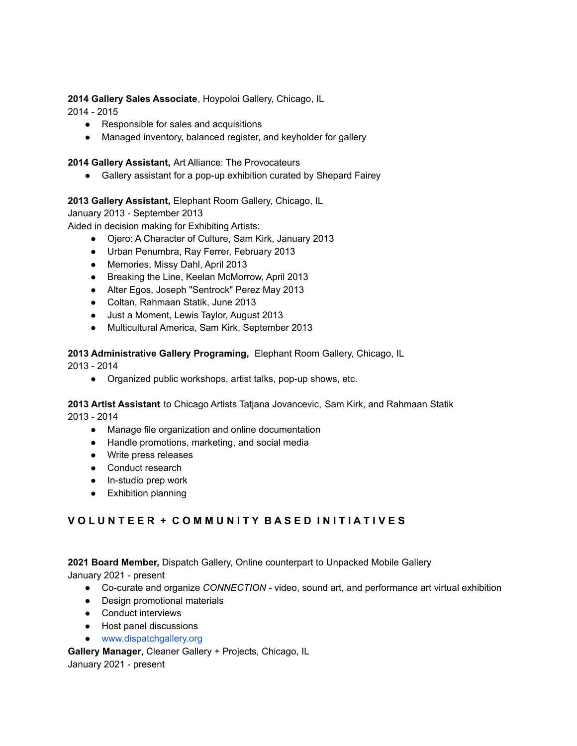**2014 Gallery Sales Associate**, Hoypoloi Gallery, Chicago, IL
2014 - 2015

- Responsible for sales and acquisitions
- Managed inventory, balanced register, and keyholder for gallery

**2014 Gallery Assistant,** Art Alliance: The Provocateurs

- Gallery assistant for a pop-up exhibition curated by Shepard Fairey

**2013 Gallery Assistant,** Elephant Room Gallery, Chicago, IL
January 2013 - September 2013
Aided in decision making for Exhibiting Artists:

- Ojero: A Character of Culture, Sam Kirk, January 2013
- Urban Penumbra, Ray Ferrer, February 2013
- Memories, Missy Dahl, April 2013
- Breaking the Line, Keelan McMorrow, April 2013
- Alter Egos, Joseph "Sentrock" Perez May 2013
- Coltan, Rahmaan Statik, June 2013
- Just a Moment, Lewis Taylor, August 2013
- Multicultural America, Sam Kirk, September 2013

**2013 Administrative Gallery Programing,** Elephant Room Gallery, Chicago, IL
2013 - 2014

- Organized public workshops, artist talks, pop-up shows, etc.

**2013 Artist Assistant** to Chicago Artists Tatjana Jovancevic, Sam Kirk, and Rahmaan Statik
2013 - 2014

- Manage file organization and online documentation
- Handle promotions, marketing, and social media
- Write press releases
- Conduct research
- In-studio prep work
- Exhibition planning

## V O L U N T E E R + C O M M U N I T Y B A S E D I N I T I A T I V E S

**2021 Board Member,** Dispatch Gallery, Online counterpart to Unpacked Mobile Gallery
January 2021 - present

- Co-curate and organize *CONNECTION* - video, sound art, and performance art virtual exhibition
- Design promotional materials
- Conduct interviews
- Host panel discussions
- www.dispatchgallery.org

**Gallery Manager**, Cleaner Gallery + Projects, Chicago, IL
January 2021 - present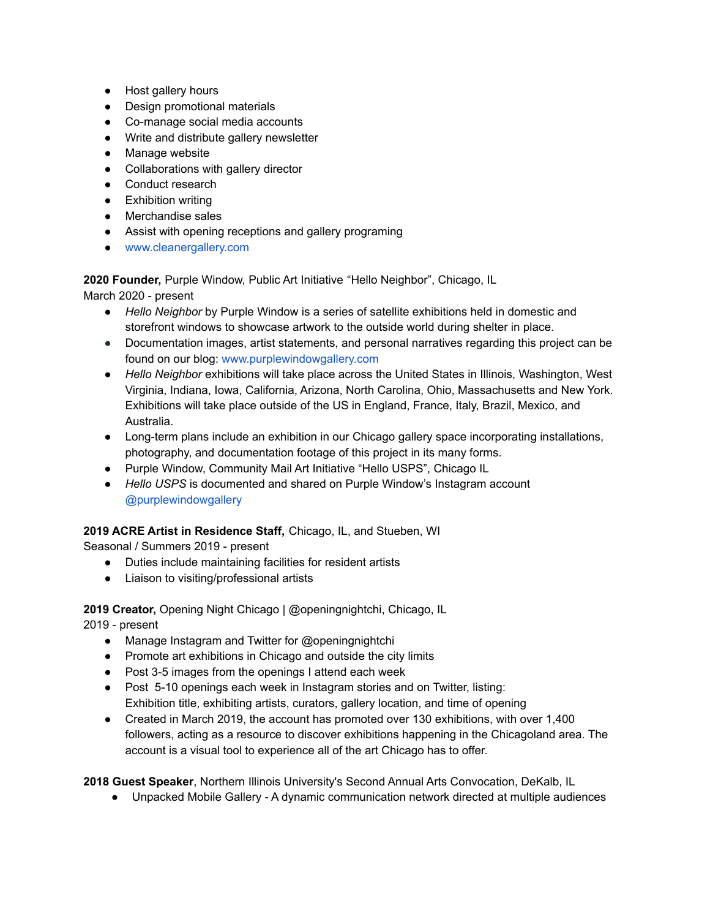- Host gallery hours
- Design promotional materials
- Co-manage social media accounts
- Write and distribute gallery newsletter
- Manage website
- Collaborations with gallery director
- Conduct research
- Exhibition writing
- Merchandise sales
- Assist with opening receptions and gallery programing
- www.cleanergallery.com

**2020 Founder,** Purple Window, Public Art Initiative "Hello Neighbor", Chicago, IL
March 2020 - present

- *Hello Neighbor* by Purple Window is a series of satellite exhibitions held in domestic and storefront windows to showcase artwork to the outside world during shelter in place.
- Documentation images, artist statements, and personal narratives regarding this project can be found on our blog: www.purplewindowgallery.com
- *Hello Neighbor* exhibitions will take place across the United States in Illinois, Washington, West Virginia, Indiana, Iowa, California, Arizona, North Carolina, Ohio, Massachusetts and New York. Exhibitions will take place outside of the US in England, France, Italy, Brazil, Mexico, and Australia.
- Long-term plans include an exhibition in our Chicago gallery space incorporating installations, photography, and documentation footage of this project in its many forms.
- Purple Window, Community Mail Art Initiative "Hello USPS", Chicago IL
- *Hello USPS* is documented and shared on Purple Window's Instagram account @purplewindowgallery

**2019 ACRE Artist in Residence Staff,** Chicago, IL, and Stueben, WI
Seasonal / Summers 2019 - present

- Duties include maintaining facilities for resident artists
- Liaison to visiting/professional artists

**2019 Creator,** Opening Night Chicago | @openingnightchi, Chicago, IL
2019 - present

- Manage Instagram and Twitter for @openingnightchi
- Promote art exhibitions in Chicago and outside the city limits
- Post 3-5 images from the openings I attend each week
- Post 5-10 openings each week in Instagram stories and on Twitter, listing: Exhibition title, exhibiting artists, curators, gallery location, and time of opening
- Created in March 2019, the account has promoted over 130 exhibitions, with over 1,400 followers, acting as a resource to discover exhibitions happening in the Chicagoland area. The account is a visual tool to experience all of the art Chicago has to offer.

**2018 Guest Speaker**, Northern Illinois University's Second Annual Arts Convocation, DeKalb, IL

- Unpacked Mobile Gallery - A dynamic communication network directed at multiple audiences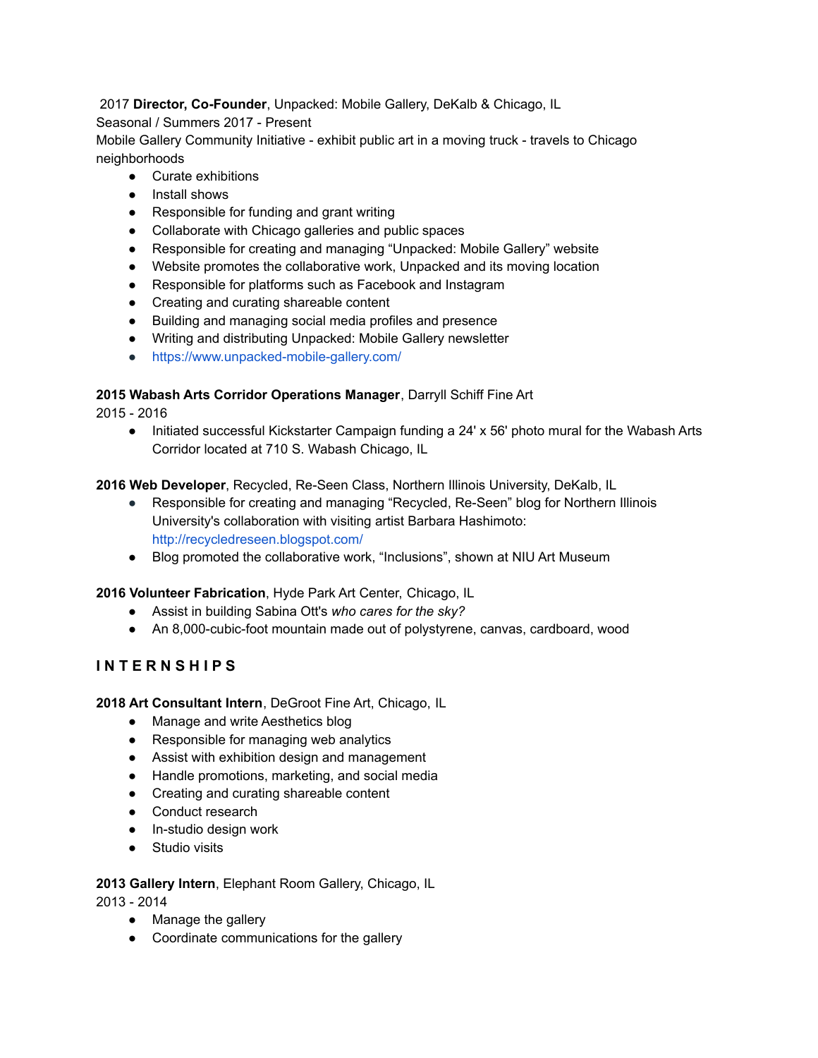2017 **Director, Co-Founder**, Unpacked: Mobile Gallery, DeKalb & Chicago, IL
Seasonal / Summers 2017 - Present
Mobile Gallery Community Initiative - exhibit public art in a moving truck - travels to Chicago neighborhoods

- Curate exhibitions
- Install shows
- Responsible for funding and grant writing
- Collaborate with Chicago galleries and public spaces
- Responsible for creating and managing “Unpacked: Mobile Gallery” website
- Website promotes the collaborative work, Unpacked and its moving location
- Responsible for platforms such as Facebook and Instagram
- Creating and curating shareable content
- Building and managing social media profiles and presence
- Writing and distributing Unpacked: Mobile Gallery newsletter
- https://www.unpacked-mobile-gallery.com/

**2015 Wabash Arts Corridor Operations Manager**, Darryll Schiff Fine Art
2015 - 2016

- Initiated successful Kickstarter Campaign funding a 24' x 56' photo mural for the Wabash Arts Corridor located at 710 S. Wabash Chicago, IL

**2016 Web Developer**, Recycled, Re-Seen Class, Northern Illinois University, DeKalb, IL

- Responsible for creating and managing “Recycled, Re-Seen” blog for Northern Illinois University's collaboration with visiting artist Barbara Hashimoto: http://recycledreseen.blogspot.com/
- Blog promoted the collaborative work, “Inclusions”, shown at NIU Art Museum

**2016 Volunteer Fabrication**, Hyde Park Art Center, Chicago, IL

- Assist in building Sabina Ott's *who cares for the sky?*
- An 8,000-cubic-foot mountain made out of polystyrene, canvas, cardboard, wood

## INTERNSHIPS

**2018 Art Consultant Intern**, DeGroot Fine Art, Chicago, IL

- Manage and write Aesthetics blog
- Responsible for managing web analytics
- Assist with exhibition design and management
- Handle promotions, marketing, and social media
- Creating and curating shareable content
- Conduct research
- In-studio design work
- Studio visits

**2013 Gallery Intern**, Elephant Room Gallery, Chicago, IL
2013 - 2014

- Manage the gallery
- Coordinate communications for the gallery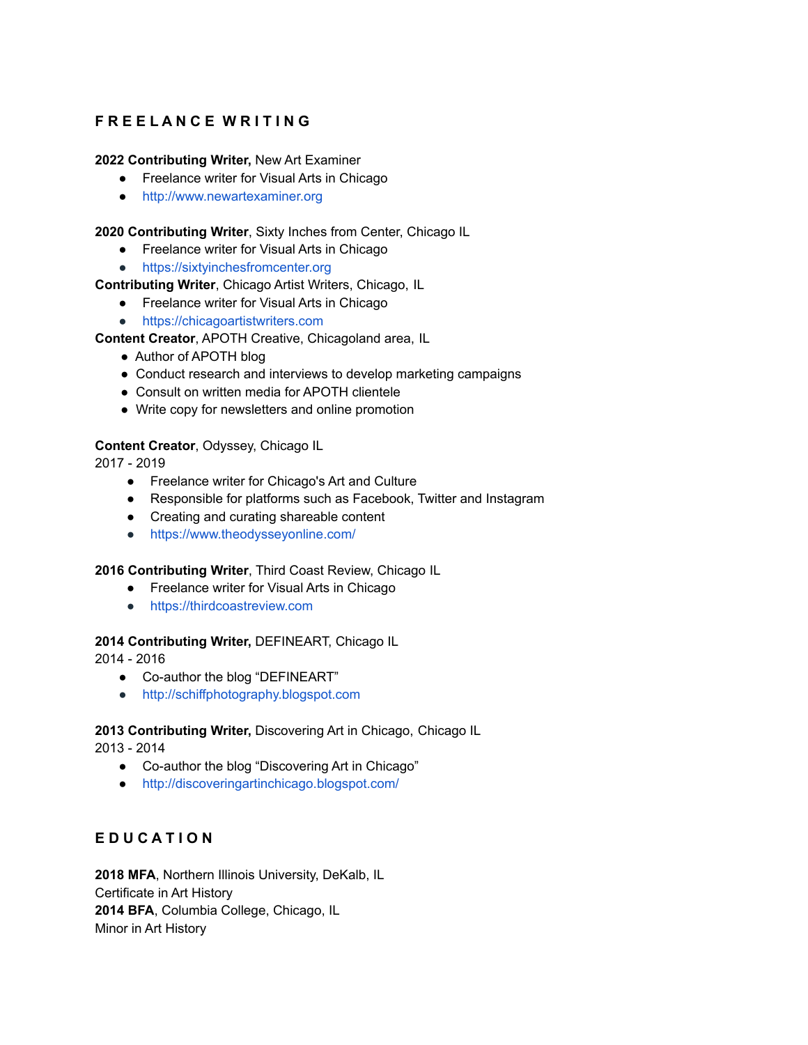## F R E E L A N C E W R I T I N G

**2022 Contributing Writer,** New Art Examiner

- Freelance writer for Visual Arts in Chicago
- http://www.newartexaminer.org

**2020 Contributing Writer**, Sixty Inches from Center, Chicago IL

- Freelance writer for Visual Arts in Chicago
- https://sixtyinchesfromcenter.org

**Contributing Writer**, Chicago Artist Writers, Chicago, IL

- Freelance writer for Visual Arts in Chicago
- https://chicagoartistwriters.com

**Content Creator**, APOTH Creative, Chicagoland area, IL

- Author of APOTH blog
- Conduct research and interviews to develop marketing campaigns
- Consult on written media for APOTH clientele
- Write copy for newsletters and online promotion

**Content Creator**, Odyssey, Chicago IL
2017 - 2019

- Freelance writer for Chicago's Art and Culture
- Responsible for platforms such as Facebook, Twitter and Instagram
- Creating and curating shareable content
- https://www.theodysseyonline.com/

**2016 Contributing Writer**, Third Coast Review, Chicago IL

- Freelance writer for Visual Arts in Chicago
- https://thirdcoastreview.com

**2014 Contributing Writer,** DEFINEART, Chicago IL
2014 - 2016

- Co-author the blog "DEFINEART"
- http://schiffphotography.blogspot.com

**2013 Contributing Writer,** Discovering Art in Chicago, Chicago IL
2013 - 2014

- Co-author the blog "Discovering Art in Chicago"
- http://discoveringartinchicago.blogspot.com/

## E D U C A T I O N

**2018 MFA**, Northern Illinois University, DeKalb, IL
Certificate in Art History
**2014 BFA**, Columbia College, Chicago, IL
Minor in Art History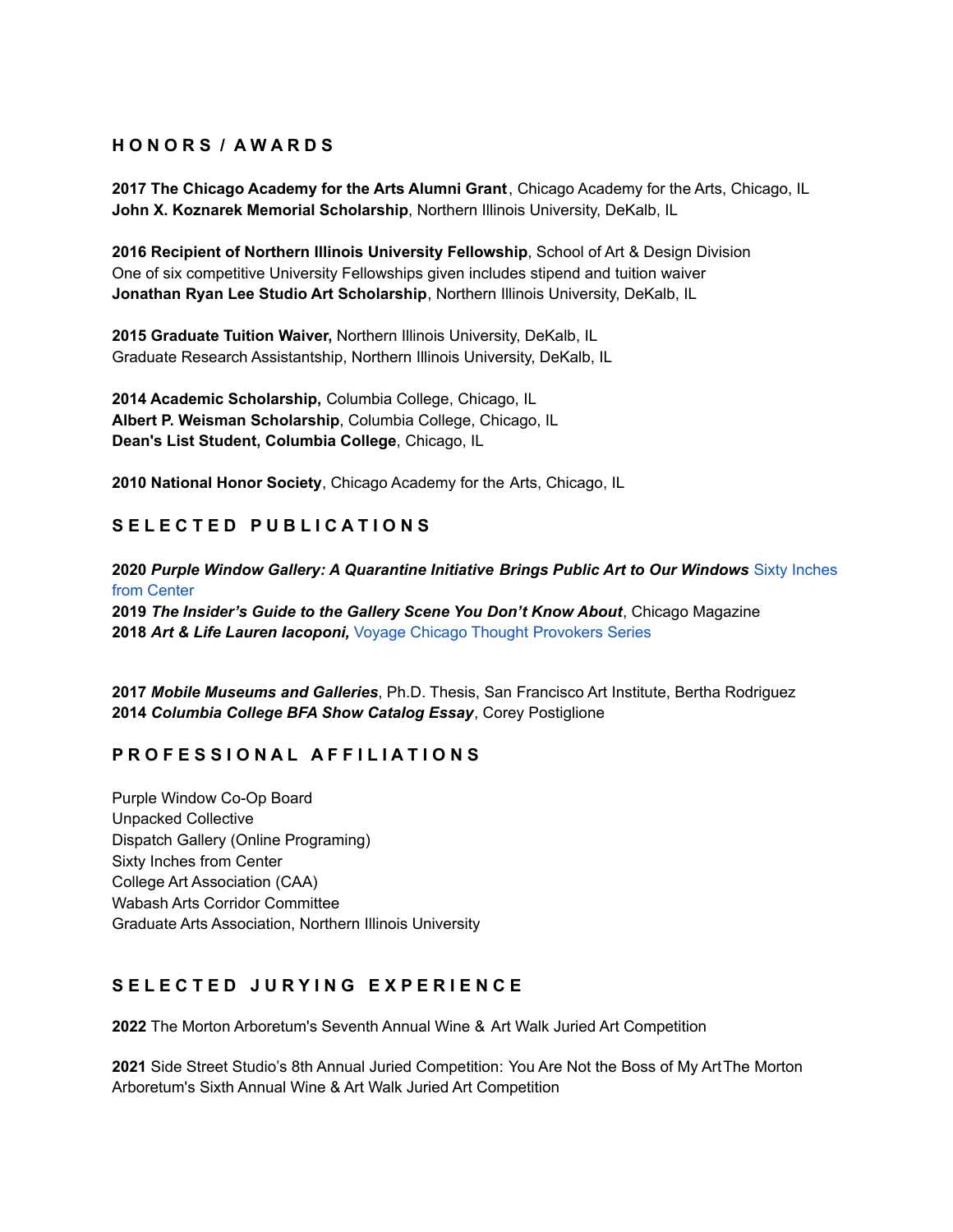## H O N O R S / A W A R D S

**2017 The Chicago Academy for the Arts Alumni Grant**, Chicago Academy for the Arts, Chicago, IL
**John X. Koznarek Memorial Scholarship**, Northern Illinois University, DeKalb, IL

**2016 Recipient of Northern Illinois University Fellowship**, School of Art & Design Division
One of six competitive University Fellowships given includes stipend and tuition waiver
**Jonathan Ryan Lee Studio Art Scholarship**, Northern Illinois University, DeKalb, IL

**2015 Graduate Tuition Waiver,** Northern Illinois University, DeKalb, IL
Graduate Research Assistantship, Northern Illinois University, DeKalb, IL

**2014 Academic Scholarship,** Columbia College, Chicago, IL
**Albert P. Weisman Scholarship**, Columbia College, Chicago, IL
**Dean's List Student, Columbia College**, Chicago, IL

**2010 National Honor Society**, Chicago Academy for the Arts, Chicago, IL

## S E L E C T E D P U B L I C A T I O N S

**2020** ***Purple Window Gallery: A Quarantine Initiative Brings Public Art to Our Windows*** Sixty Inches from Center
**2019** ***The Insider's Guide to the Gallery Scene You Don't Know About***, Chicago Magazine
**2018** ***Art & Life Lauren Iacoponi,*** Voyage Chicago Thought Provokers Series

**2017** ***Mobile Museums and Galleries***, Ph.D. Thesis, San Francisco Art Institute, Bertha Rodriguez
**2014** ***Columbia College BFA Show Catalog Essay***, Corey Postiglione

## P R O F E S S I O N A L A F F I L I A T I O N S

Purple Window Co-Op Board
Unpacked Collective
Dispatch Gallery (Online Programing)
Sixty Inches from Center
College Art Association (CAA)
Wabash Arts Corridor Committee
Graduate Arts Association, Northern Illinois University

## S E L E C T E D J U R Y I N G E X P E R I E N C E

**2022** The Morton Arboretum's Seventh Annual Wine & Art Walk Juried Art Competition

**2021** Side Street Studio's 8th Annual Juried Competition: You Are Not the Boss of My Art The Morton Arboretum's Sixth Annual Wine & Art Walk Juried Art Competition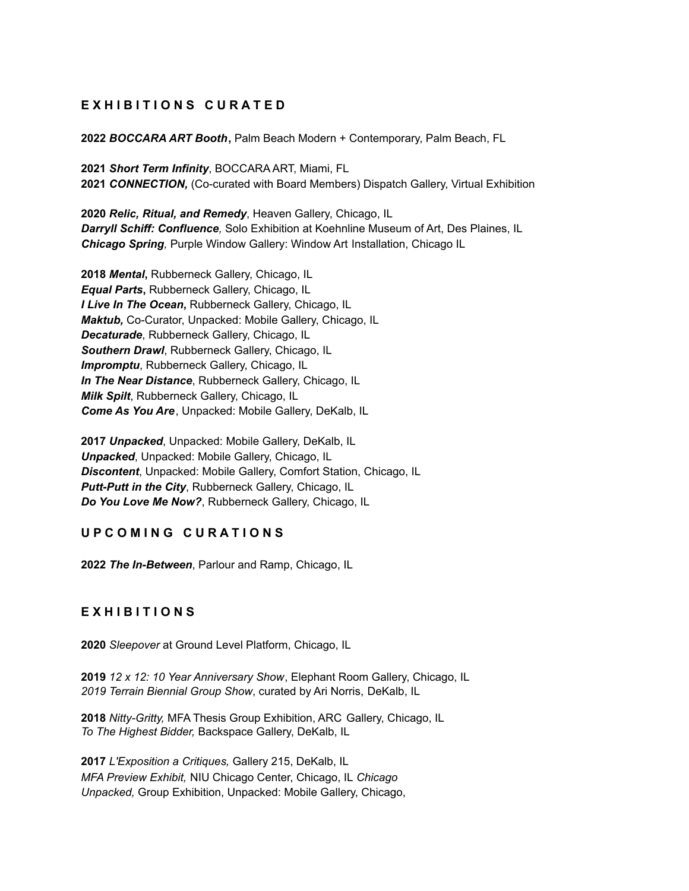## E X H I B I T I O N S C U R A T E D

**2022** ***BOCCARA ART Booth*,** Palm Beach Modern + Contemporary, Palm Beach, FL

**2021** ***Short Term Infinity***, BOCCARA ART, Miami, FL
**2021** ***CONNECTION,*** (Co-curated with Board Members) Dispatch Gallery, Virtual Exhibition

**2020** ***Relic, Ritual, and Remedy***, Heaven Gallery, Chicago, IL
***Darryll Schiff: Confluence,*** Solo Exhibition at Koehnline Museum of Art, Des Plaines, IL
***Chicago Spring,*** Purple Window Gallery: Window Art Installation, Chicago IL

**2018** ***Mental*,** Rubberneck Gallery, Chicago, IL
***Equal Parts*,** Rubberneck Gallery, Chicago, IL
***I Live In The Ocean*,** Rubberneck Gallery, Chicago, IL
***Maktub,*** Co-Curator, Unpacked: Mobile Gallery, Chicago, IL
***Decaturade***, Rubberneck Gallery, Chicago, IL
***Southern Drawl***, Rubberneck Gallery, Chicago, IL
***Impromptu***, Rubberneck Gallery, Chicago, IL
***In The Near Distance***, Rubberneck Gallery, Chicago, IL
***Milk Spilt***, Rubberneck Gallery, Chicago, IL
***Come As You Are***, Unpacked: Mobile Gallery, DeKalb, IL

**2017** ***Unpacked***, Unpacked: Mobile Gallery, DeKalb, IL
***Unpacked***, Unpacked: Mobile Gallery, Chicago, IL
***Discontent***, Unpacked: Mobile Gallery, Comfort Station, Chicago, IL
***Putt-Putt in the City***, Rubberneck Gallery, Chicago, IL
***Do You Love Me Now?***, Rubberneck Gallery, Chicago, IL

## U P C O M I N G C U R A T I O N S

**2022** ***The In-Between***, Parlour and Ramp, Chicago, IL

## E X H I B I T I O N S

**2020** *Sleepover* at Ground Level Platform, Chicago, IL

**2019** *12 x 12: 10 Year Anniversary Show*, Elephant Room Gallery, Chicago, IL
*2019 Terrain Biennial Group Show*, curated by Ari Norris, DeKalb, IL

**2018** *Nitty-Gritty,* MFA Thesis Group Exhibition, ARC Gallery, Chicago, IL
*To The Highest Bidder,* Backspace Gallery, DeKalb, IL

**2017** *L'Exposition a Critiques,* Gallery 215, DeKalb, IL
*MFA Preview Exhibit,* NIU Chicago Center, Chicago, IL *Chicago Unpacked,* Group Exhibition, Unpacked: Mobile Gallery, Chicago,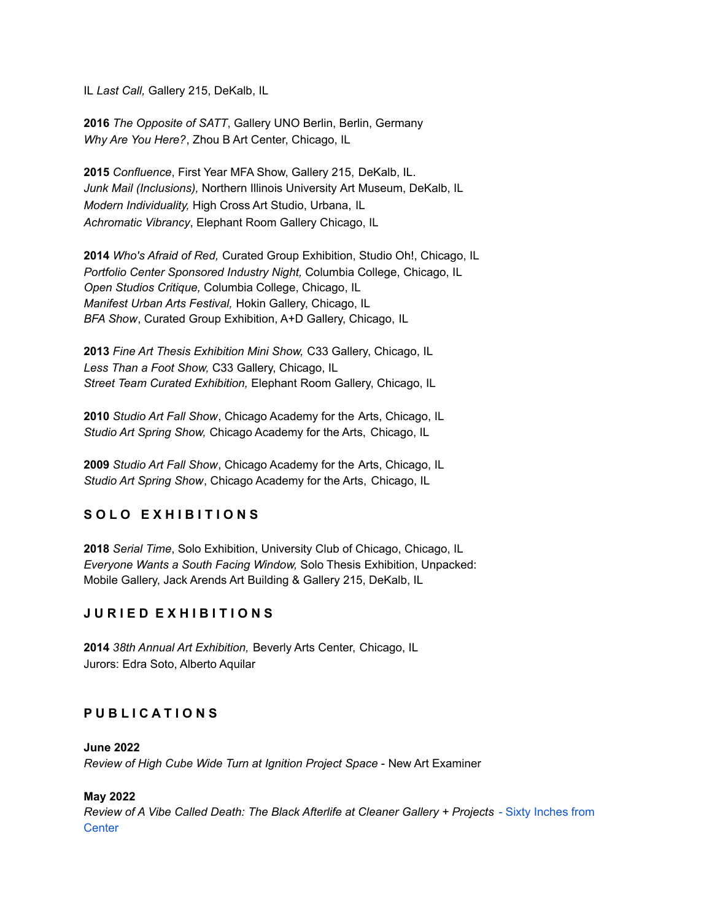IL *Last Call,* Gallery 215, DeKalb, IL

**2016** *The Opposite of SATT*, Gallery UNO Berlin, Berlin, Germany
*Why Are You Here?*, Zhou B Art Center, Chicago, IL

**2015** *Confluence*, First Year MFA Show, Gallery 215, DeKalb, IL.
*Junk Mail (Inclusions),* Northern Illinois University Art Museum, DeKalb, IL
*Modern Individuality,* High Cross Art Studio, Urbana, IL
*Achromatic Vibrancy*, Elephant Room Gallery Chicago, IL

**2014** *Who's Afraid of Red,* Curated Group Exhibition, Studio Oh!, Chicago, IL
*Portfolio Center Sponsored Industry Night,* Columbia College, Chicago, IL
*Open Studios Critique,* Columbia College, Chicago, IL
*Manifest Urban Arts Festival,* Hokin Gallery, Chicago, IL
*BFA Show*, Curated Group Exhibition, A+D Gallery, Chicago, IL

**2013** *Fine Art Thesis Exhibition Mini Show,* C33 Gallery, Chicago, IL
*Less Than a Foot Show,* C33 Gallery, Chicago, IL
*Street Team Curated Exhibition,* Elephant Room Gallery, Chicago, IL

**2010** *Studio Art Fall Show*, Chicago Academy for the Arts, Chicago, IL
*Studio Art Spring Show,* Chicago Academy for the Arts, Chicago, IL

**2009** *Studio Art Fall Show*, Chicago Academy for the Arts, Chicago, IL
*Studio Art Spring Show*, Chicago Academy for the Arts, Chicago, IL

## SOLO EXHIBITIONS

**2018** *Serial Time*, Solo Exhibition, University Club of Chicago, Chicago, IL
*Everyone Wants a South Facing Window,* Solo Thesis Exhibition, Unpacked: Mobile Gallery, Jack Arends Art Building & Gallery 215, DeKalb, IL

## JURIED EXHIBITIONS

**2014** *38th Annual Art Exhibition,* Beverly Arts Center, Chicago, IL
Jurors: Edra Soto, Alberto Aquilar

## PUBLICATIONS

**June 2022**
*Review of High Cube Wide Turn at Ignition Project Space* - New Art Examiner

**May 2022**
*Review of A Vibe Called Death: The Black Afterlife at Cleaner Gallery + Projects* - Sixty Inches from Center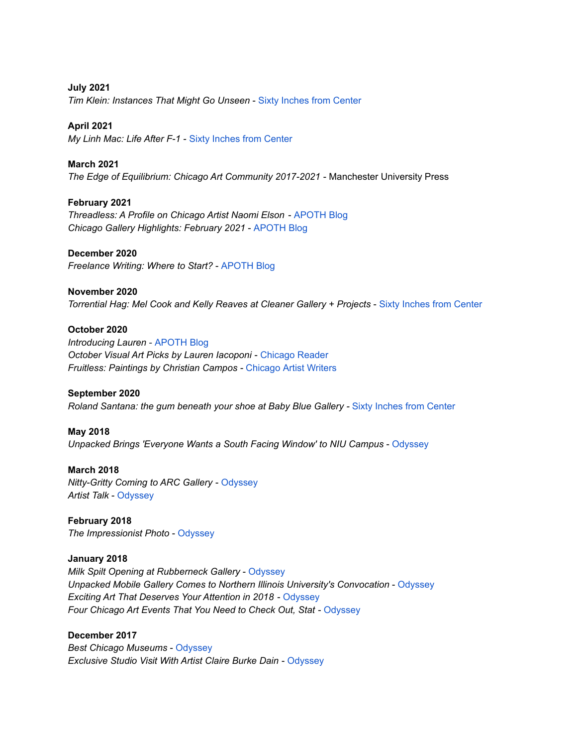**July 2021**
*Tim Klein: Instances That Might Go Unseen* - Sixty Inches from Center

**April 2021**
*My Linh Mac: Life After F-1* - Sixty Inches from Center

**March 2021**
*The Edge of Equilibrium: Chicago Art Community 2017-2021* - Manchester University Press

**February 2021**
*Threadless: A Profile on Chicago Artist Naomi Elson* - APOTH Blog
*Chicago Gallery Highlights: February 2021* - APOTH Blog

**December 2020**
*Freelance Writing: Where to Start?* - APOTH Blog

**November 2020**
*Torrential Hag: Mel Cook and Kelly Reaves at Cleaner Gallery + Projects* - Sixty Inches from Center

**October 2020**
*Introducing Lauren* - APOTH Blog
*October Visual Art Picks by Lauren Iacoponi* - Chicago Reader
*Fruitless: Paintings by Christian Campos* - Chicago Artist Writers

**September 2020**
*Roland Santana: the gum beneath your shoe at Baby Blue Gallery* - Sixty Inches from Center

**May 2018**
*Unpacked Brings 'Everyone Wants a South Facing Window' to NIU Campus* - Odyssey

**March 2018**
*Nitty-Gritty Coming to ARC Gallery* - Odyssey
*Artist Talk* - Odyssey

**February 2018**
*The Impressionist Photo* - Odyssey

**January 2018**
*Milk Spilt Opening at Rubberneck Gallery* - Odyssey
*Unpacked Mobile Gallery Comes to Northern Illinois University's Convocation* - Odyssey
*Exciting Art That Deserves Your Attention in 2018* - Odyssey
*Four Chicago Art Events That You Need to Check Out, Stat* - Odyssey

**December 2017**
*Best Chicago Museums* - Odyssey
*Exclusive Studio Visit With Artist Claire Burke Dain* - Odyssey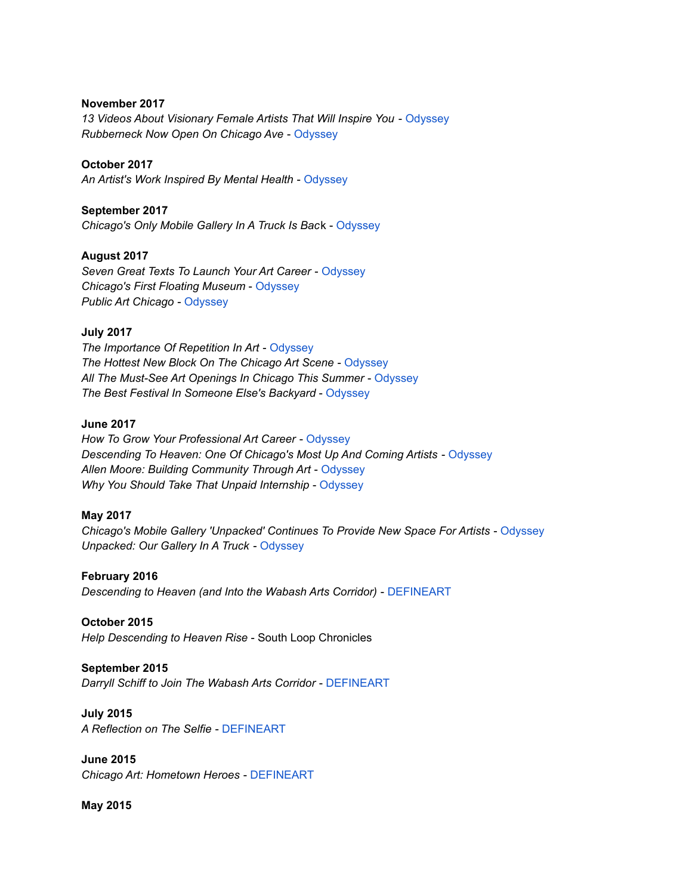**November 2017**
*13 Videos About Visionary Female Artists That Will Inspire You* - Odyssey
*Rubberneck Now Open On Chicago Ave* - Odyssey

**October 2017**
*An Artist's Work Inspired By Mental Health* - Odyssey

**September 2017**
*Chicago's Only Mobile Gallery In A Truck Is Back* - Odyssey

**August 2017**
*Seven Great Texts To Launch Your Art Career* - Odyssey
*Chicago's First Floating Museum* - Odyssey
*Public Art Chicago* - Odyssey

**July 2017**
*The Importance Of Repetition In Art* - Odyssey
*The Hottest New Block On The Chicago Art Scene* - Odyssey
*All The Must-See Art Openings In Chicago This Summer* - Odyssey
*The Best Festival In Someone Else's Backyard* - Odyssey

**June 2017**
*How To Grow Your Professional Art Career* - Odyssey
*Descending To Heaven: One Of Chicago's Most Up And Coming Artists* - Odyssey
*Allen Moore: Building Community Through Art* - Odyssey
*Why You Should Take That Unpaid Internship* - Odyssey

**May 2017**
*Chicago's Mobile Gallery 'Unpacked' Continues To Provide New Space For Artists* - Odyssey
*Unpacked: Our Gallery In A Truck* - Odyssey

**February 2016**
*Descending to Heaven (and Into the Wabash Arts Corridor)* - DEFINEART

**October 2015**
*Help Descending to Heaven Rise* - South Loop Chronicles

**September 2015**
*Darryll Schiff to Join The Wabash Arts Corridor* - DEFINEART

**July 2015**
*A Reflection on The Selfie* - DEFINEART

**June 2015**
*Chicago Art: Hometown Heroes* - DEFINEART

**May 2015**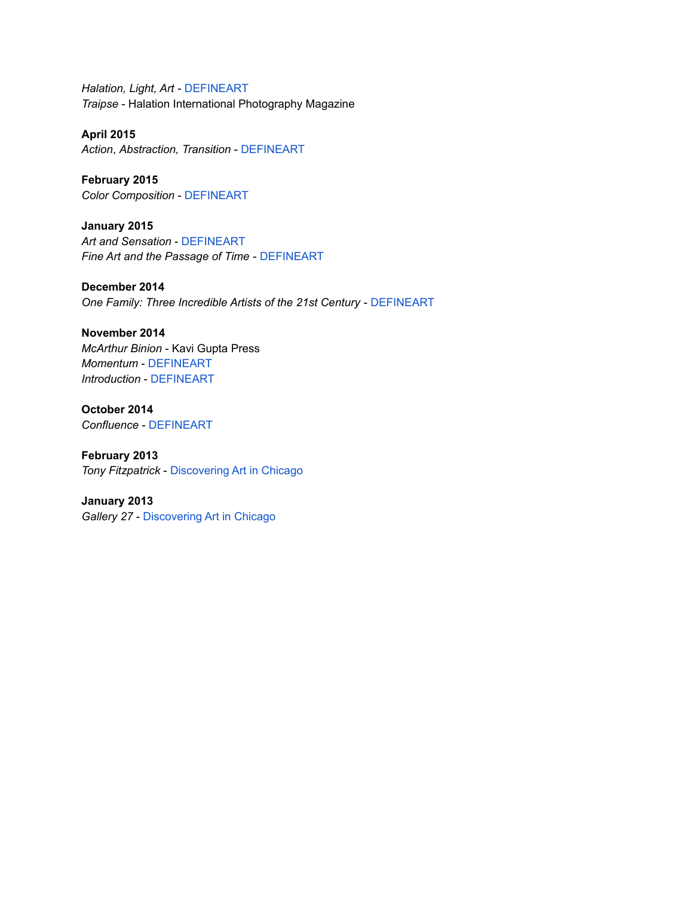*Halation, Light, Art* - DEFINEART
*Traipse* - Halation International Photography Magazine

**April 2015**
*Action*, *Abstraction, Transition* - DEFINEART

**February 2015**
*Color Composition* - DEFINEART

**January 2015**
*Art and Sensation* - DEFINEART
*Fine Art and the Passage of Time* - DEFINEART

**December 2014**
*One Family: Three Incredible Artists of the 21st Century* - DEFINEART

**November 2014**
*McArthur Binion* - Kavi Gupta Press
*Momentum* - DEFINEART
*Introduction* - DEFINEART

**October 2014**
*Confluence* - DEFINEART

**February 2013**
*Tony Fitzpatrick* - Discovering Art in Chicago

**January 2013**
*Gallery 27* - Discovering Art in Chicago